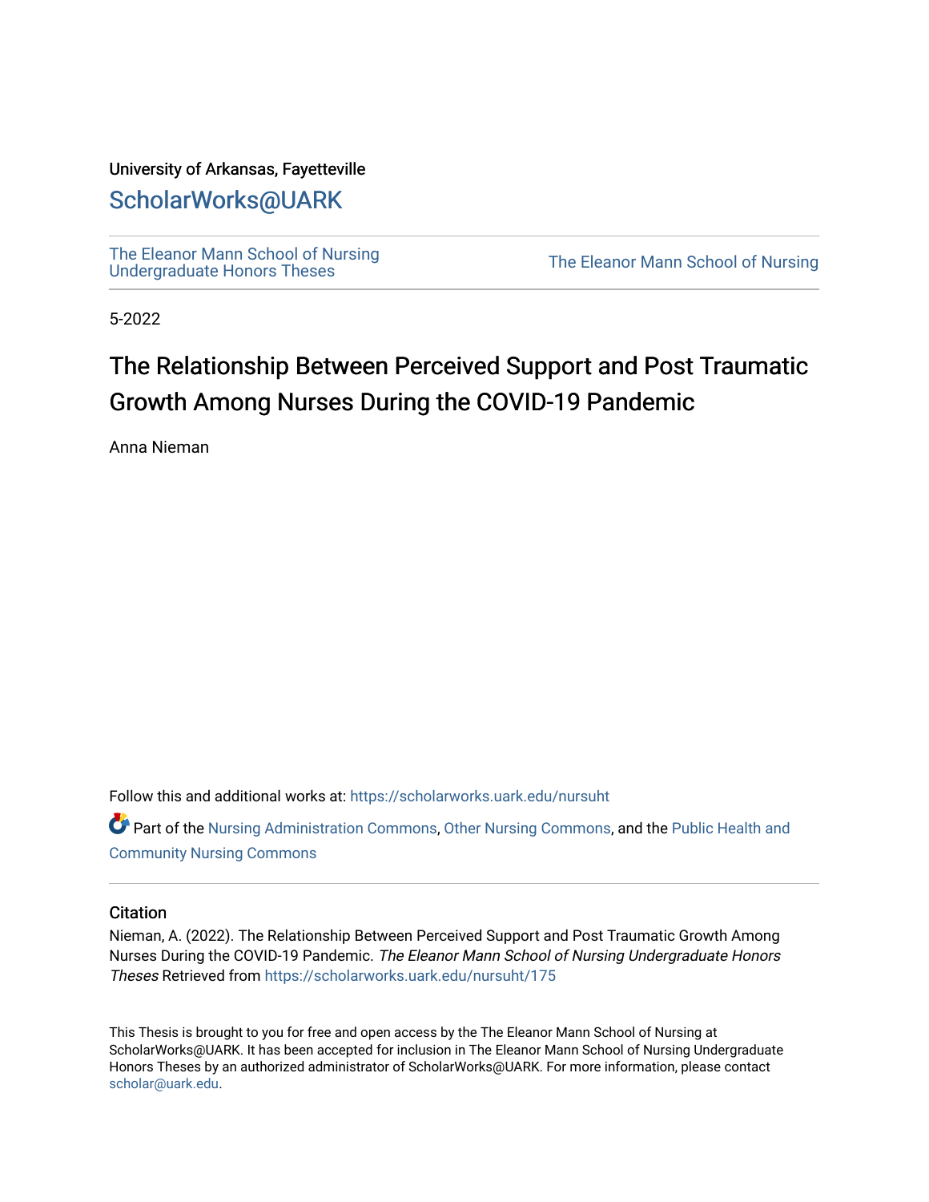University of Arkansas, Fayetteville

# ScholarWorks@UARK

The Eleanor Mann School of Nursing Undergraduate Honors Theses

The Eleanor Mann School of Nursing

5-2022

# The Relationship Between Perceived Support and Post Traumatic Growth Among Nurses During the COVID-19 Pandemic

Anna Nieman

Follow this and additional works at: https://scholarworks.uark.edu/nursuht

Part of the Nursing Administration Commons, Other Nursing Commons, and the Public Health and Community Nursing Commons

## Citation

Nieman, A. (2022). The Relationship Between Perceived Support and Post Traumatic Growth Among Nurses During the COVID-19 Pandemic. *The Eleanor Mann School of Nursing Undergraduate Honors Theses* Retrieved from https://scholarworks.uark.edu/nursuht/175

This Thesis is brought to you for free and open access by the The Eleanor Mann School of Nursing at ScholarWorks@UARK. It has been accepted for inclusion in The Eleanor Mann School of Nursing Undergraduate Honors Theses by an authorized administrator of ScholarWorks@UARK. For more information, please contact scholar@uark.edu.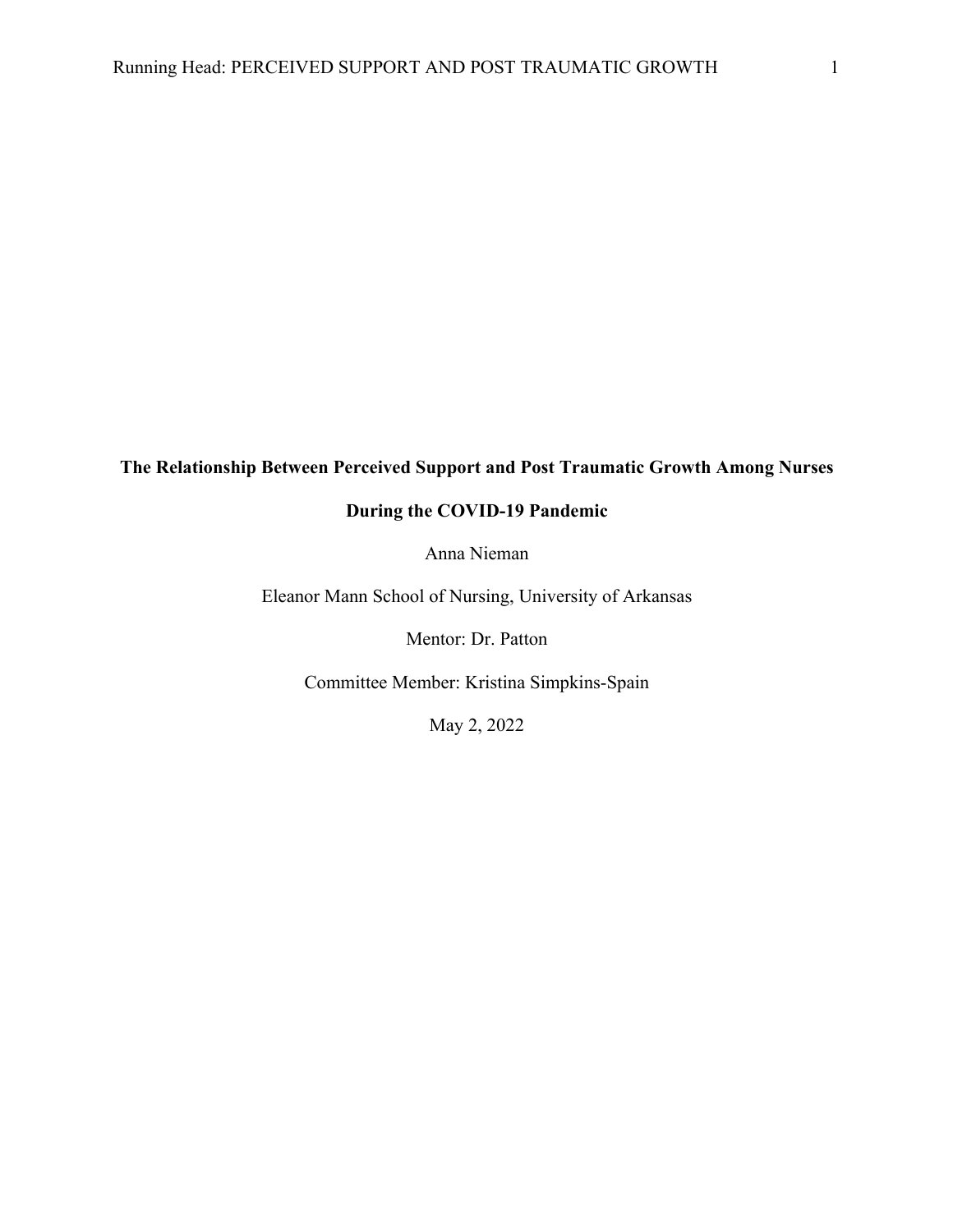**The Relationship Between Perceived Support and Post Traumatic Growth Among Nurses During the COVID-19 Pandemic**

Anna Nieman

Eleanor Mann School of Nursing, University of Arkansas

Mentor: Dr. Patton

Committee Member: Kristina Simpkins-Spain

May 2, 2022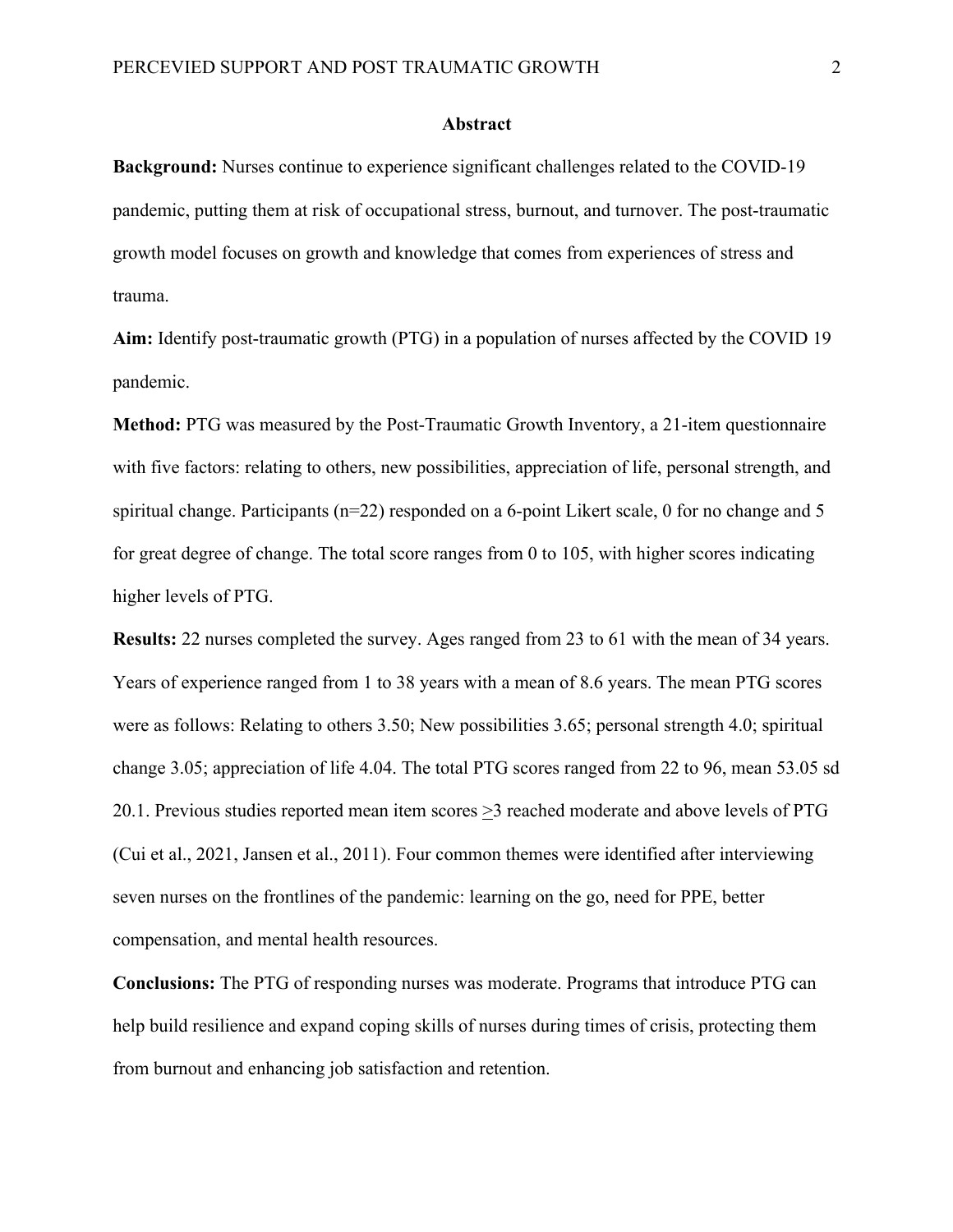## Abstract

**Background:** Nurses continue to experience significant challenges related to the COVID-19 pandemic, putting them at risk of occupational stress, burnout, and turnover. The post-traumatic growth model focuses on growth and knowledge that comes from experiences of stress and trauma.

**Aim:** Identify post-traumatic growth (PTG) in a population of nurses affected by the COVID 19 pandemic.

**Method:** PTG was measured by the Post-Traumatic Growth Inventory, a 21-item questionnaire with five factors: relating to others, new possibilities, appreciation of life, personal strength, and spiritual change. Participants (n=22) responded on a 6-point Likert scale, 0 for no change and 5 for great degree of change. The total score ranges from 0 to 105, with higher scores indicating higher levels of PTG.

**Results:** 22 nurses completed the survey. Ages ranged from 23 to 61 with the mean of 34 years. Years of experience ranged from 1 to 38 years with a mean of 8.6 years. The mean PTG scores were as follows: Relating to others 3.50; New possibilities 3.65; personal strength 4.0; spiritual change 3.05; appreciation of life 4.04. The total PTG scores ranged from 22 to 96, mean 53.05 sd 20.1. Previous studies reported mean item scores $\geq$3 reached moderate and above levels of PTG (Cui et al., 2021, Jansen et al., 2011). Four common themes were identified after interviewing seven nurses on the frontlines of the pandemic: learning on the go, need for PPE, better compensation, and mental health resources.

**Conclusions:** The PTG of responding nurses was moderate. Programs that introduce PTG can help build resilience and expand coping skills of nurses during times of crisis, protecting them from burnout and enhancing job satisfaction and retention.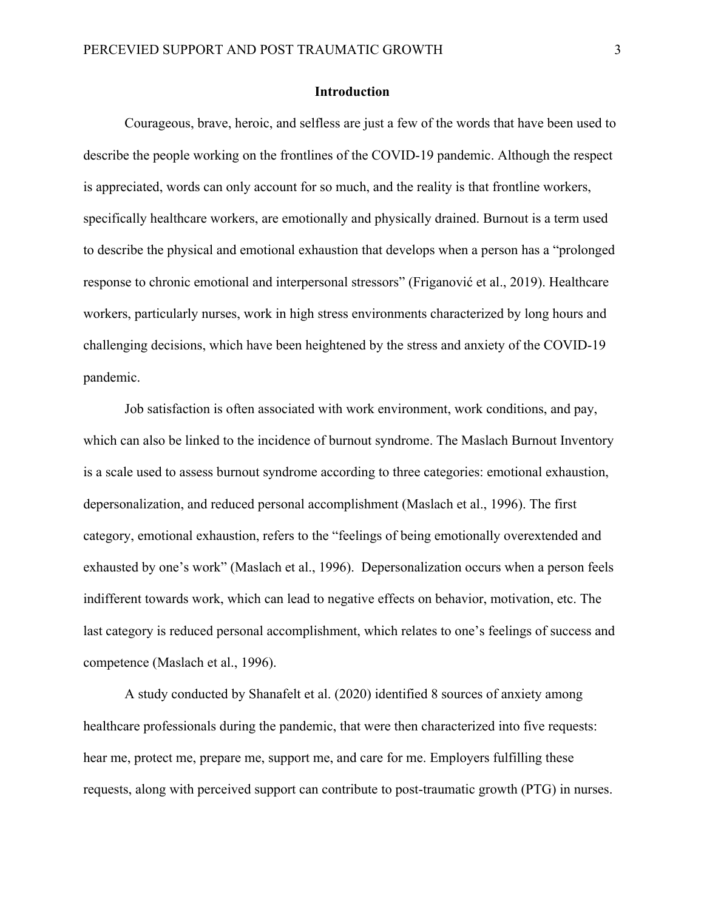## Introduction

Courageous, brave, heroic, and selfless are just a few of the words that have been used to describe the people working on the frontlines of the COVID-19 pandemic. Although the respect is appreciated, words can only account for so much, and the reality is that frontline workers, specifically healthcare workers, are emotionally and physically drained. Burnout is a term used to describe the physical and emotional exhaustion that develops when a person has a "prolonged response to chronic emotional and interpersonal stressors" (Friganović et al., 2019). Healthcare workers, particularly nurses, work in high stress environments characterized by long hours and challenging decisions, which have been heightened by the stress and anxiety of the COVID-19 pandemic.

Job satisfaction is often associated with work environment, work conditions, and pay, which can also be linked to the incidence of burnout syndrome. The Maslach Burnout Inventory is a scale used to assess burnout syndrome according to three categories: emotional exhaustion, depersonalization, and reduced personal accomplishment (Maslach et al., 1996). The first category, emotional exhaustion, refers to the "feelings of being emotionally overextended and exhausted by one's work" (Maslach et al., 1996). Depersonalization occurs when a person feels indifferent towards work, which can lead to negative effects on behavior, motivation, etc. The last category is reduced personal accomplishment, which relates to one's feelings of success and competence (Maslach et al., 1996).

A study conducted by Shanafelt et al. (2020) identified 8 sources of anxiety among healthcare professionals during the pandemic, that were then characterized into five requests: hear me, protect me, prepare me, support me, and care for me. Employers fulfilling these requests, along with perceived support can contribute to post-traumatic growth (PTG) in nurses.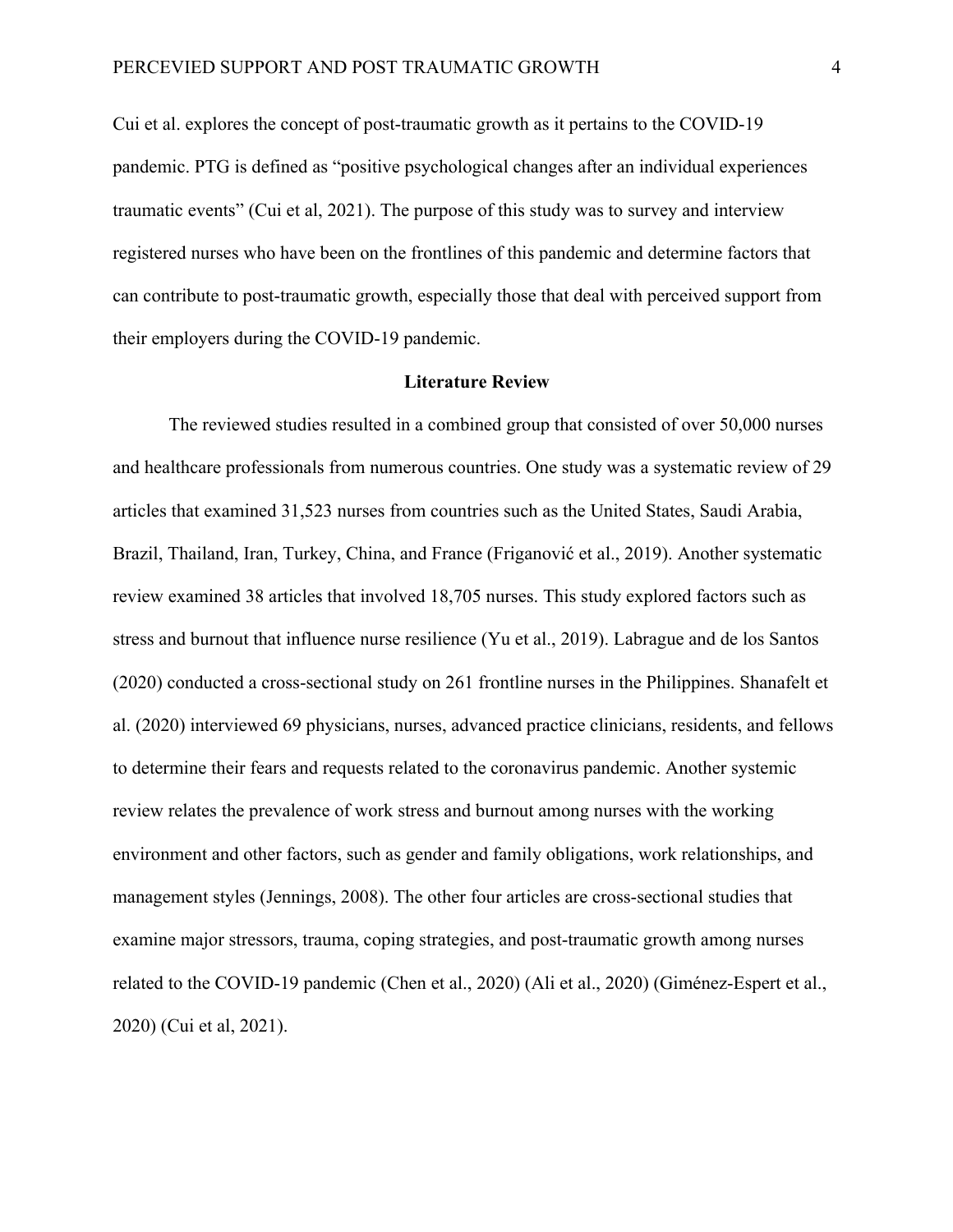Cui et al. explores the concept of post-traumatic growth as it pertains to the COVID-19 pandemic. PTG is defined as "positive psychological changes after an individual experiences traumatic events" (Cui et al, 2021). The purpose of this study was to survey and interview registered nurses who have been on the frontlines of this pandemic and determine factors that can contribute to post-traumatic growth, especially those that deal with perceived support from their employers during the COVID-19 pandemic.

## Literature Review

The reviewed studies resulted in a combined group that consisted of over 50,000 nurses and healthcare professionals from numerous countries. One study was a systematic review of 29 articles that examined 31,523 nurses from countries such as the United States, Saudi Arabia, Brazil, Thailand, Iran, Turkey, China, and France (Friganović et al., 2019). Another systematic review examined 38 articles that involved 18,705 nurses. This study explored factors such as stress and burnout that influence nurse resilience (Yu et al., 2019). Labrague and de los Santos (2020) conducted a cross-sectional study on 261 frontline nurses in the Philippines. Shanafelt et al. (2020) interviewed 69 physicians, nurses, advanced practice clinicians, residents, and fellows to determine their fears and requests related to the coronavirus pandemic. Another systemic review relates the prevalence of work stress and burnout among nurses with the working environment and other factors, such as gender and family obligations, work relationships, and management styles (Jennings, 2008). The other four articles are cross-sectional studies that examine major stressors, trauma, coping strategies, and post-traumatic growth among nurses related to the COVID-19 pandemic (Chen et al., 2020) (Ali et al., 2020) (Giménez-Espert et al., 2020) (Cui et al, 2021).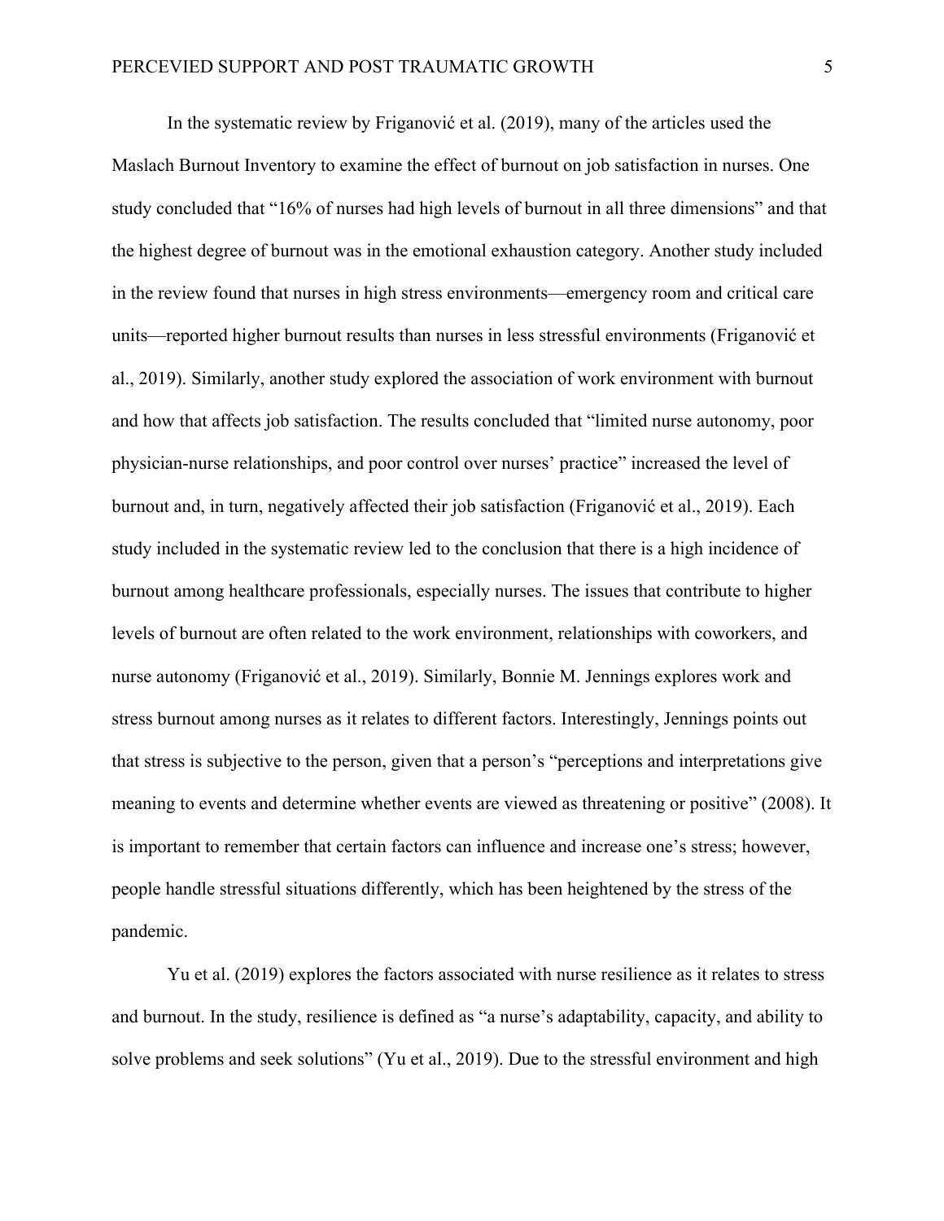In the systematic review by Friganović et al. (2019), many of the articles used the Maslach Burnout Inventory to examine the effect of burnout on job satisfaction in nurses. One study concluded that "16% of nurses had high levels of burnout in all three dimensions" and that the highest degree of burnout was in the emotional exhaustion category. Another study included in the review found that nurses in high stress environments—emergency room and critical care units—reported higher burnout results than nurses in less stressful environments (Friganović et al., 2019). Similarly, another study explored the association of work environment with burnout and how that affects job satisfaction. The results concluded that "limited nurse autonomy, poor physician-nurse relationships, and poor control over nurses' practice" increased the level of burnout and, in turn, negatively affected their job satisfaction (Friganović et al., 2019). Each study included in the systematic review led to the conclusion that there is a high incidence of burnout among healthcare professionals, especially nurses. The issues that contribute to higher levels of burnout are often related to the work environment, relationships with coworkers, and nurse autonomy (Friganović et al., 2019). Similarly, Bonnie M. Jennings explores work and stress burnout among nurses as it relates to different factors. Interestingly, Jennings points out that stress is subjective to the person, given that a person's "perceptions and interpretations give meaning to events and determine whether events are viewed as threatening or positive" (2008). It is important to remember that certain factors can influence and increase one's stress; however, people handle stressful situations differently, which has been heightened by the stress of the pandemic.

Yu et al. (2019) explores the factors associated with nurse resilience as it relates to stress and burnout. In the study, resilience is defined as "a nurse's adaptability, capacity, and ability to solve problems and seek solutions" (Yu et al., 2019). Due to the stressful environment and high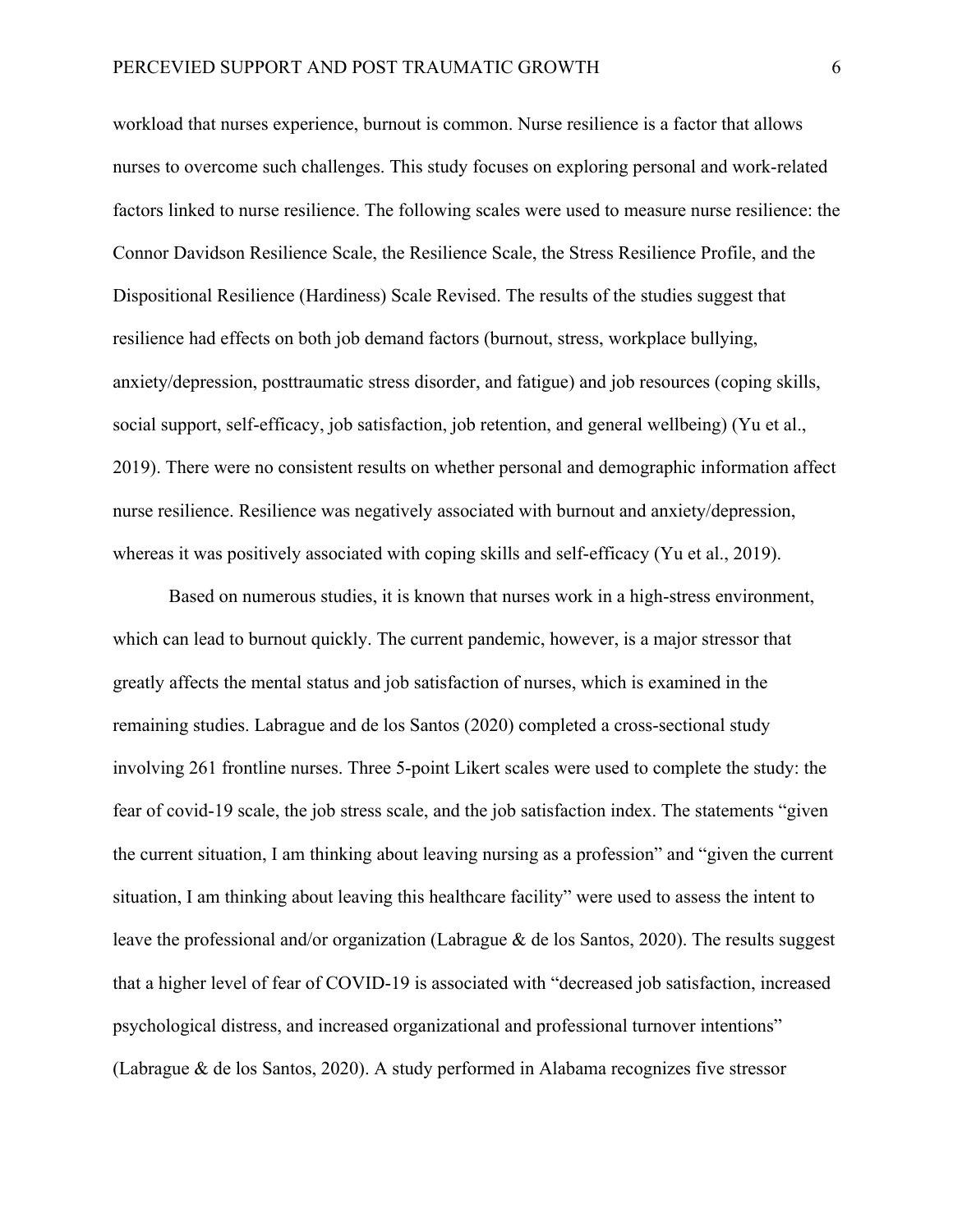workload that nurses experience, burnout is common. Nurse resilience is a factor that allows nurses to overcome such challenges. This study focuses on exploring personal and work-related factors linked to nurse resilience. The following scales were used to measure nurse resilience: the Connor Davidson Resilience Scale, the Resilience Scale, the Stress Resilience Profile, and the Dispositional Resilience (Hardiness) Scale Revised. The results of the studies suggest that resilience had effects on both job demand factors (burnout, stress, workplace bullying, anxiety/depression, posttraumatic stress disorder, and fatigue) and job resources (coping skills, social support, self-efficacy, job satisfaction, job retention, and general wellbeing) (Yu et al., 2019). There were no consistent results on whether personal and demographic information affect nurse resilience. Resilience was negatively associated with burnout and anxiety/depression, whereas it was positively associated with coping skills and self-efficacy (Yu et al., 2019).

Based on numerous studies, it is known that nurses work in a high-stress environment, which can lead to burnout quickly. The current pandemic, however, is a major stressor that greatly affects the mental status and job satisfaction of nurses, which is examined in the remaining studies. Labrague and de los Santos (2020) completed a cross-sectional study involving 261 frontline nurses. Three 5-point Likert scales were used to complete the study: the fear of covid-19 scale, the job stress scale, and the job satisfaction index. The statements "given the current situation, I am thinking about leaving nursing as a profession" and "given the current situation, I am thinking about leaving this healthcare facility" were used to assess the intent to leave the professional and/or organization (Labrague & de los Santos, 2020). The results suggest that a higher level of fear of COVID-19 is associated with "decreased job satisfaction, increased psychological distress, and increased organizational and professional turnover intentions" (Labrague & de los Santos, 2020). A study performed in Alabama recognizes five stressor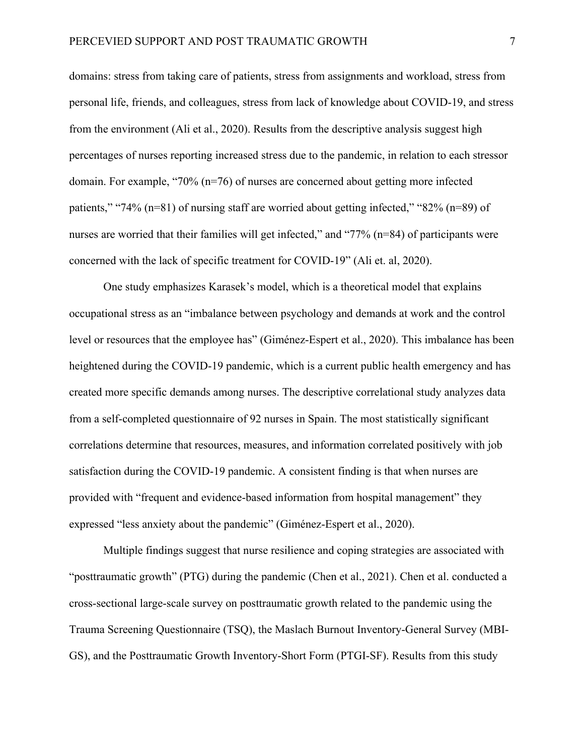domains: stress from taking care of patients, stress from assignments and workload, stress from personal life, friends, and colleagues, stress from lack of knowledge about COVID-19, and stress from the environment (Ali et al., 2020). Results from the descriptive analysis suggest high percentages of nurses reporting increased stress due to the pandemic, in relation to each stressor domain. For example, "70% (n=76) of nurses are concerned about getting more infected patients," "74% (n=81) of nursing staff are worried about getting infected," "82% (n=89) of nurses are worried that their families will get infected," and "77% (n=84) of participants were concerned with the lack of specific treatment for COVID-19" (Ali et. al, 2020).

One study emphasizes Karasek's model, which is a theoretical model that explains occupational stress as an "imbalance between psychology and demands at work and the control level or resources that the employee has" (Giménez-Espert et al., 2020). This imbalance has been heightened during the COVID-19 pandemic, which is a current public health emergency and has created more specific demands among nurses. The descriptive correlational study analyzes data from a self-completed questionnaire of 92 nurses in Spain. The most statistically significant correlations determine that resources, measures, and information correlated positively with job satisfaction during the COVID-19 pandemic. A consistent finding is that when nurses are provided with "frequent and evidence-based information from hospital management" they expressed "less anxiety about the pandemic" (Giménez-Espert et al., 2020).

Multiple findings suggest that nurse resilience and coping strategies are associated with "posttraumatic growth" (PTG) during the pandemic (Chen et al., 2021). Chen et al. conducted a cross-sectional large-scale survey on posttraumatic growth related to the pandemic using the Trauma Screening Questionnaire (TSQ), the Maslach Burnout Inventory-General Survey (MBI-GS), and the Posttraumatic Growth Inventory-Short Form (PTGI-SF). Results from this study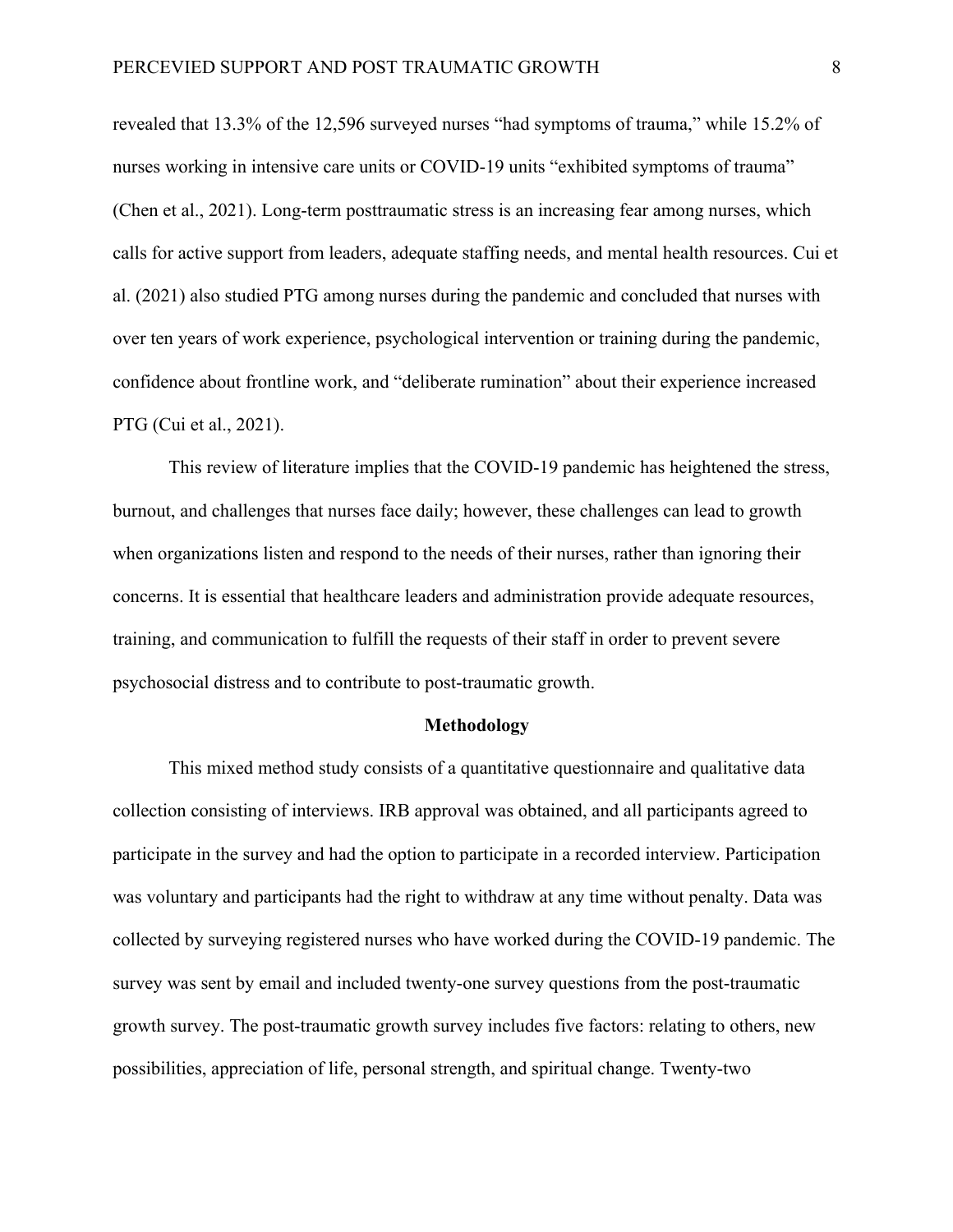revealed that 13.3% of the 12,596 surveyed nurses "had symptoms of trauma," while 15.2% of nurses working in intensive care units or COVID-19 units "exhibited symptoms of trauma" (Chen et al., 2021). Long-term posttraumatic stress is an increasing fear among nurses, which calls for active support from leaders, adequate staffing needs, and mental health resources. Cui et al. (2021) also studied PTG among nurses during the pandemic and concluded that nurses with over ten years of work experience, psychological intervention or training during the pandemic, confidence about frontline work, and "deliberate rumination" about their experience increased PTG (Cui et al., 2021).

This review of literature implies that the COVID-19 pandemic has heightened the stress, burnout, and challenges that nurses face daily; however, these challenges can lead to growth when organizations listen and respond to the needs of their nurses, rather than ignoring their concerns. It is essential that healthcare leaders and administration provide adequate resources, training, and communication to fulfill the requests of their staff in order to prevent severe psychosocial distress and to contribute to post-traumatic growth.

## Methodology

This mixed method study consists of a quantitative questionnaire and qualitative data collection consisting of interviews. IRB approval was obtained, and all participants agreed to participate in the survey and had the option to participate in a recorded interview. Participation was voluntary and participants had the right to withdraw at any time without penalty. Data was collected by surveying registered nurses who have worked during the COVID-19 pandemic. The survey was sent by email and included twenty-one survey questions from the post-traumatic growth survey. The post-traumatic growth survey includes five factors: relating to others, new possibilities, appreciation of life, personal strength, and spiritual change. Twenty-two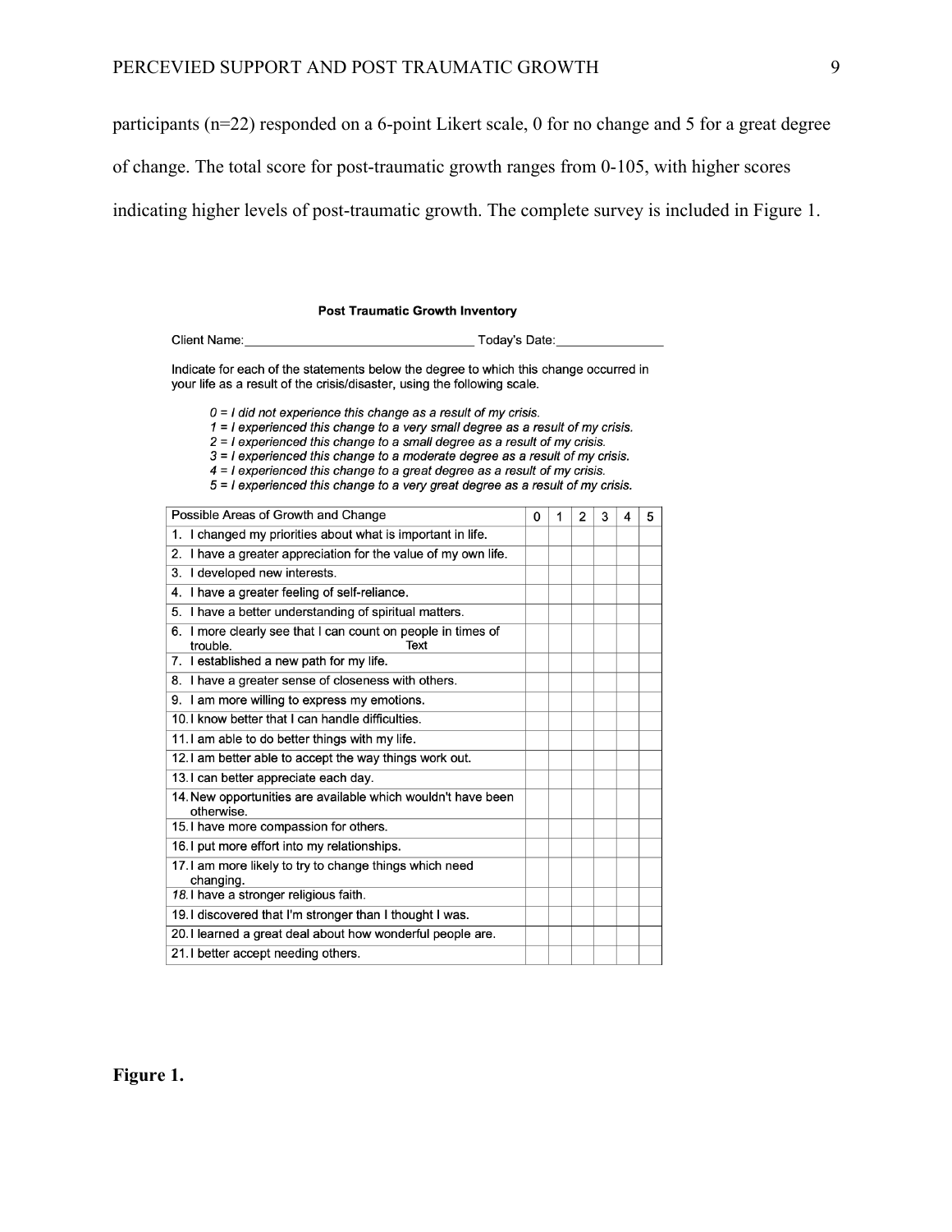participants (n=22) responded on a 6-point Likert scale, 0 for no change and 5 for a great degree of change. The total score for post-traumatic growth ranges from 0-105, with higher scores indicating higher levels of post-traumatic growth. The complete survey is included in Figure 1.

**Post Traumatic Growth Inventory**

Client Name:________________________________ Today's Date:_______________

Indicate for each of the statements below the degree to which this change occurred in your life as a result of the crisis/disaster, using the following scale.

*0 = I did not experience this change as a result of my crisis.*
*1 = I experienced this change to a very small degree as a result of my crisis.*
*2 = I experienced this change to a small degree as a result of my crisis.*
*3 = I experienced this change to a moderate degree as a result of my crisis.*
*4 = I experienced this change to a great degree as a result of my crisis.*
*5 = I experienced this change to a very great degree as a result of my crisis.*

| Possible Areas of Growth and Change | 0 | 1 | 2 | 3 | 4 | 5 |
|---|---|---|---|---|---|---|
| 1. I changed my priorities about what is important in life. | | | | | | |
| 2. I have a greater appreciation for the value of my own life. | | | | | | |
| 3. I developed new interests. | | | | | | |
| 4. I have a greater feeling of self-reliance. | | | | | | |
| 5. I have a better understanding of spiritual matters. | | | | | | |
| 6. I more clearly see that I can count on people in times of trouble. Text | | | | | | |
| 7. I established a new path for my life. | | | | | | |
| 8. I have a greater sense of closeness with others. | | | | | | |
| 9. I am more willing to express my emotions. | | | | | | |
| 10. I know better that I can handle difficulties. | | | | | | |
| 11. I am able to do better things with my life. | | | | | | |
| 12. I am better able to accept the way things work out. | | | | | | |
| 13. I can better appreciate each day. | | | | | | |
| 14. New opportunities are available which wouldn't have been otherwise. | | | | | | |
| 15. I have more compassion for others. | | | | | | |
| 16. I put more effort into my relationships. | | | | | | |
| 17. I am more likely to try to change things which need changing. | | | | | | |
| *18.* I have a stronger religious faith. | | | | | | |
| 19. I discovered that I'm stronger than I thought I was. | | | | | | |
| 20. I learned a great deal about how wonderful people are. | | | | | | |
| 21. I better accept needing others. | | | | | | |

**Figure 1.**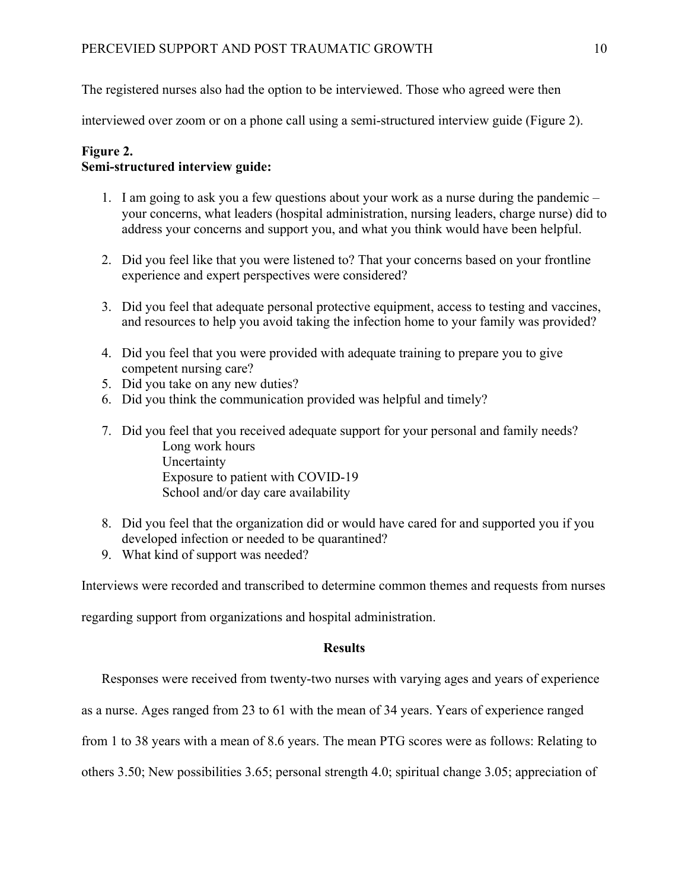The registered nurses also had the option to be interviewed. Those who agreed were then interviewed over zoom or on a phone call using a semi-structured interview guide (Figure 2).

**Figure 2.**
**Semi-structured interview guide:**

1. I am going to ask you a few questions about your work as a nurse during the pandemic – your concerns, what leaders (hospital administration, nursing leaders, charge nurse) did to address your concerns and support you, and what you think would have been helpful.
2. Did you feel like that you were listened to? That your concerns based on your frontline experience and expert perspectives were considered?
3. Did you feel that adequate personal protective equipment, access to testing and vaccines, and resources to help you avoid taking the infection home to your family was provided?
4. Did you feel that you were provided with adequate training to prepare you to give competent nursing care?
5. Did you take on any new duties?
6. Did you think the communication provided was helpful and timely?
7. Did you feel that you received adequate support for your personal and family needs?
   - Long work hours
   - Uncertainty
   - Exposure to patient with COVID-19
   - School and/or day care availability
8. Did you feel that the organization did or would have cared for and supported you if you developed infection or needed to be quarantined?
9. What kind of support was needed?

Interviews were recorded and transcribed to determine common themes and requests from nurses regarding support from organizations and hospital administration.

## Results

Responses were received from twenty-two nurses with varying ages and years of experience as a nurse. Ages ranged from 23 to 61 with the mean of 34 years. Years of experience ranged from 1 to 38 years with a mean of 8.6 years. The mean PTG scores were as follows: Relating to others 3.50; New possibilities 3.65; personal strength 4.0; spiritual change 3.05; appreciation of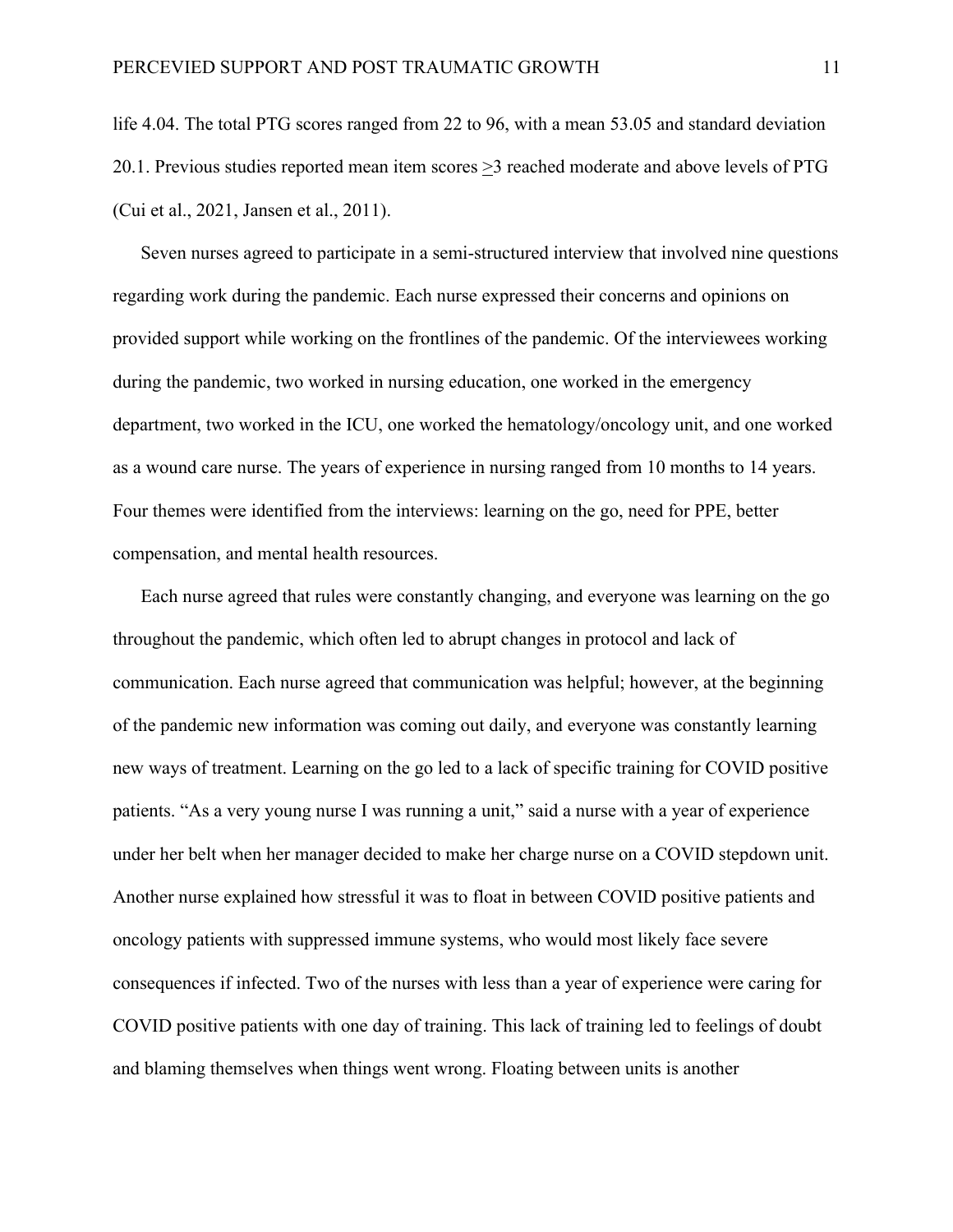life 4.04. The total PTG scores ranged from 22 to 96, with a mean 53.05 and standard deviation 20.1. Previous studies reported mean item scores $\geq$3 reached moderate and above levels of PTG (Cui et al., 2021, Jansen et al., 2011).

Seven nurses agreed to participate in a semi-structured interview that involved nine questions regarding work during the pandemic. Each nurse expressed their concerns and opinions on provided support while working on the frontlines of the pandemic. Of the interviewees working during the pandemic, two worked in nursing education, one worked in the emergency department, two worked in the ICU, one worked the hematology/oncology unit, and one worked as a wound care nurse. The years of experience in nursing ranged from 10 months to 14 years. Four themes were identified from the interviews: learning on the go, need for PPE, better compensation, and mental health resources.

Each nurse agreed that rules were constantly changing, and everyone was learning on the go throughout the pandemic, which often led to abrupt changes in protocol and lack of communication. Each nurse agreed that communication was helpful; however, at the beginning of the pandemic new information was coming out daily, and everyone was constantly learning new ways of treatment. Learning on the go led to a lack of specific training for COVID positive patients. "As a very young nurse I was running a unit," said a nurse with a year of experience under her belt when her manager decided to make her charge nurse on a COVID stepdown unit. Another nurse explained how stressful it was to float in between COVID positive patients and oncology patients with suppressed immune systems, who would most likely face severe consequences if infected. Two of the nurses with less than a year of experience were caring for COVID positive patients with one day of training. This lack of training led to feelings of doubt and blaming themselves when things went wrong. Floating between units is another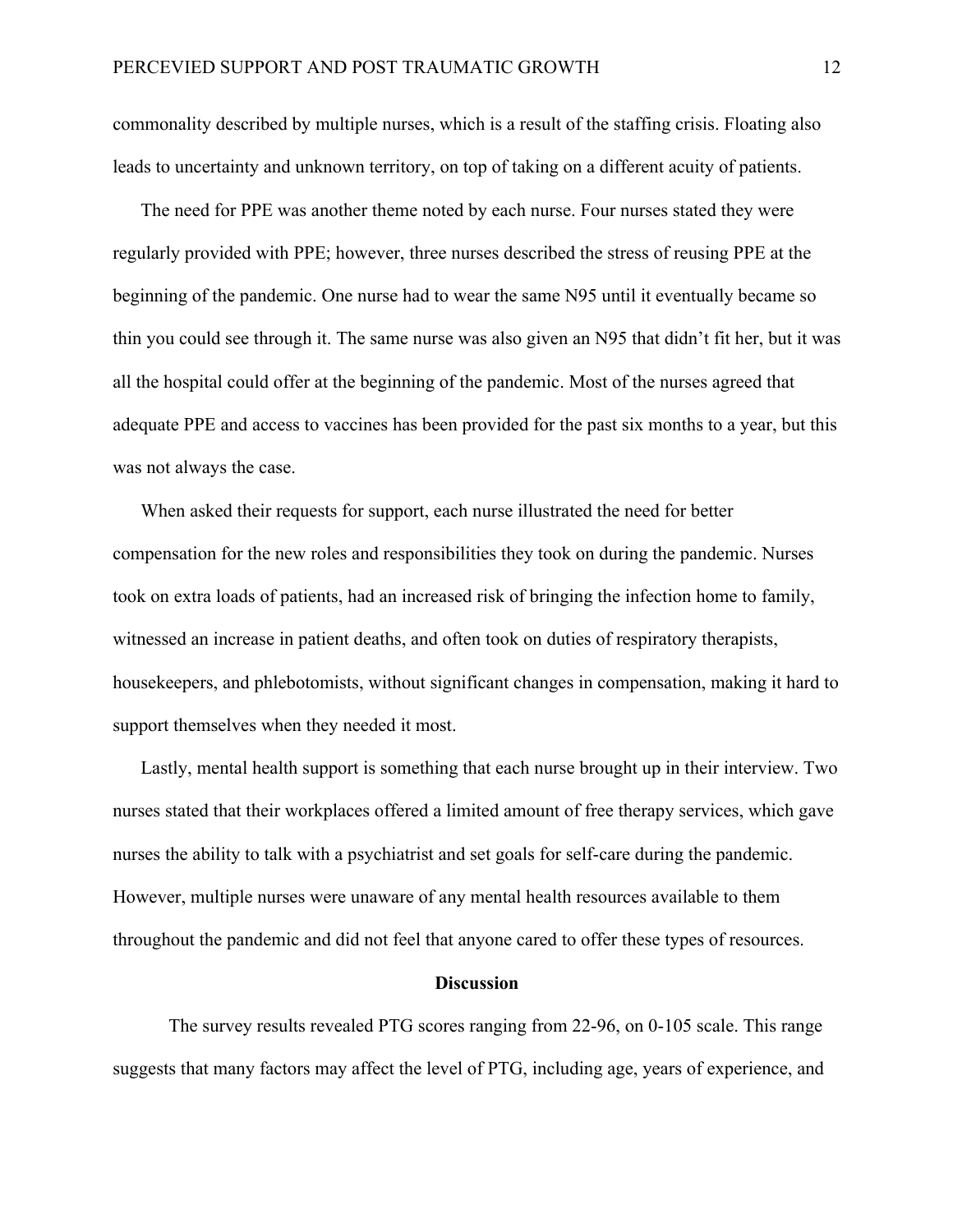commonality described by multiple nurses, which is a result of the staffing crisis. Floating also leads to uncertainty and unknown territory, on top of taking on a different acuity of patients.

The need for PPE was another theme noted by each nurse. Four nurses stated they were regularly provided with PPE; however, three nurses described the stress of reusing PPE at the beginning of the pandemic. One nurse had to wear the same N95 until it eventually became so thin you could see through it. The same nurse was also given an N95 that didn't fit her, but it was all the hospital could offer at the beginning of the pandemic. Most of the nurses agreed that adequate PPE and access to vaccines has been provided for the past six months to a year, but this was not always the case.

When asked their requests for support, each nurse illustrated the need for better compensation for the new roles and responsibilities they took on during the pandemic. Nurses took on extra loads of patients, had an increased risk of bringing the infection home to family, witnessed an increase in patient deaths, and often took on duties of respiratory therapists, housekeepers, and phlebotomists, without significant changes in compensation, making it hard to support themselves when they needed it most.

Lastly, mental health support is something that each nurse brought up in their interview. Two nurses stated that their workplaces offered a limited amount of free therapy services, which gave nurses the ability to talk with a psychiatrist and set goals for self-care during the pandemic. However, multiple nurses were unaware of any mental health resources available to them throughout the pandemic and did not feel that anyone cared to offer these types of resources.

## Discussion

The survey results revealed PTG scores ranging from 22-96, on 0-105 scale. This range suggests that many factors may affect the level of PTG, including age, years of experience, and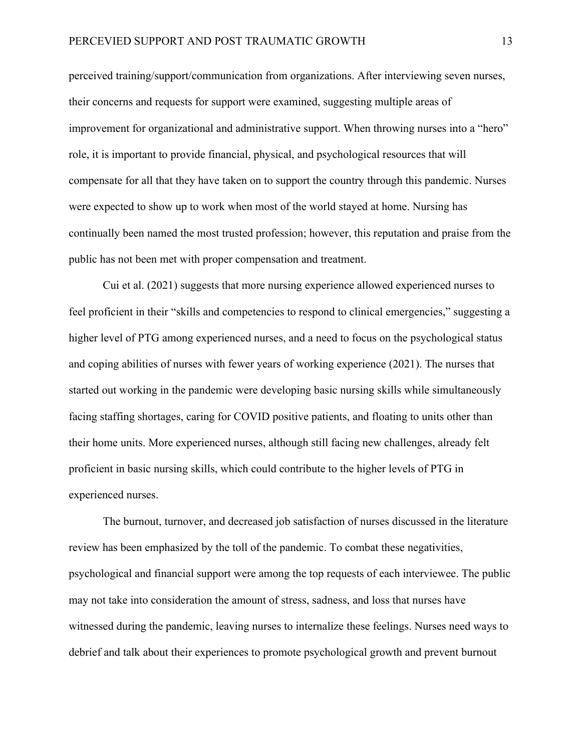perceived training/support/communication from organizations. After interviewing seven nurses, their concerns and requests for support were examined, suggesting multiple areas of improvement for organizational and administrative support. When throwing nurses into a "hero" role, it is important to provide financial, physical, and psychological resources that will compensate for all that they have taken on to support the country through this pandemic. Nurses were expected to show up to work when most of the world stayed at home. Nursing has continually been named the most trusted profession; however, this reputation and praise from the public has not been met with proper compensation and treatment.

Cui et al. (2021) suggests that more nursing experience allowed experienced nurses to feel proficient in their "skills and competencies to respond to clinical emergencies," suggesting a higher level of PTG among experienced nurses, and a need to focus on the psychological status and coping abilities of nurses with fewer years of working experience (2021). The nurses that started out working in the pandemic were developing basic nursing skills while simultaneously facing staffing shortages, caring for COVID positive patients, and floating to units other than their home units. More experienced nurses, although still facing new challenges, already felt proficient in basic nursing skills, which could contribute to the higher levels of PTG in experienced nurses.

The burnout, turnover, and decreased job satisfaction of nurses discussed in the literature review has been emphasized by the toll of the pandemic. To combat these negativities, psychological and financial support were among the top requests of each interviewee. The public may not take into consideration the amount of stress, sadness, and loss that nurses have witnessed during the pandemic, leaving nurses to internalize these feelings. Nurses need ways to debrief and talk about their experiences to promote psychological growth and prevent burnout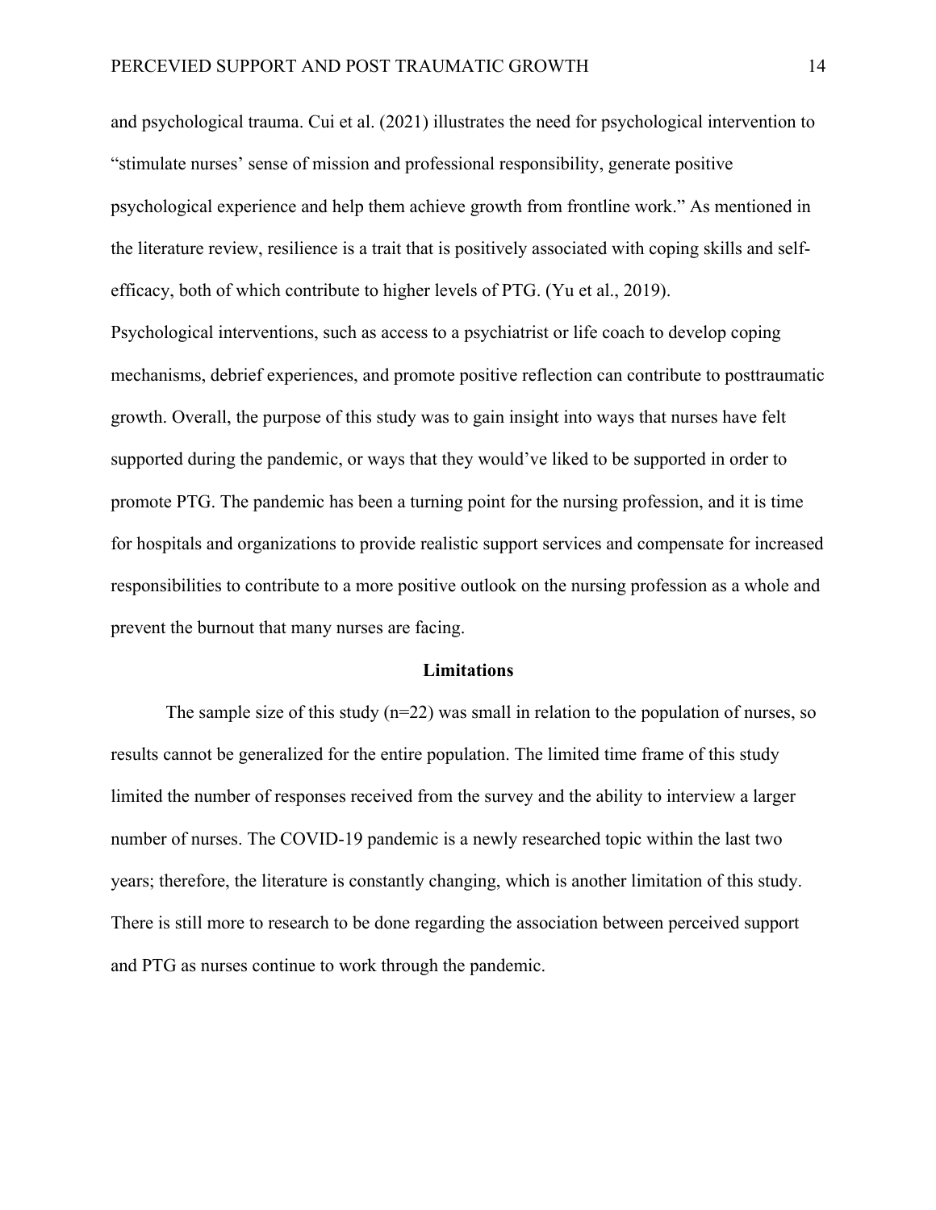and psychological trauma. Cui et al. (2021) illustrates the need for psychological intervention to "stimulate nurses' sense of mission and professional responsibility, generate positive psychological experience and help them achieve growth from frontline work." As mentioned in the literature review, resilience is a trait that is positively associated with coping skills and self-efficacy, both of which contribute to higher levels of PTG. (Yu et al., 2019).

Psychological interventions, such as access to a psychiatrist or life coach to develop coping mechanisms, debrief experiences, and promote positive reflection can contribute to posttraumatic growth. Overall, the purpose of this study was to gain insight into ways that nurses have felt supported during the pandemic, or ways that they would've liked to be supported in order to promote PTG. The pandemic has been a turning point for the nursing profession, and it is time for hospitals and organizations to provide realistic support services and compensate for increased responsibilities to contribute to a more positive outlook on the nursing profession as a whole and prevent the burnout that many nurses are facing.

## Limitations

The sample size of this study (n=22) was small in relation to the population of nurses, so results cannot be generalized for the entire population. The limited time frame of this study limited the number of responses received from the survey and the ability to interview a larger number of nurses. The COVID-19 pandemic is a newly researched topic within the last two years; therefore, the literature is constantly changing, which is another limitation of this study. There is still more to research to be done regarding the association between perceived support and PTG as nurses continue to work through the pandemic.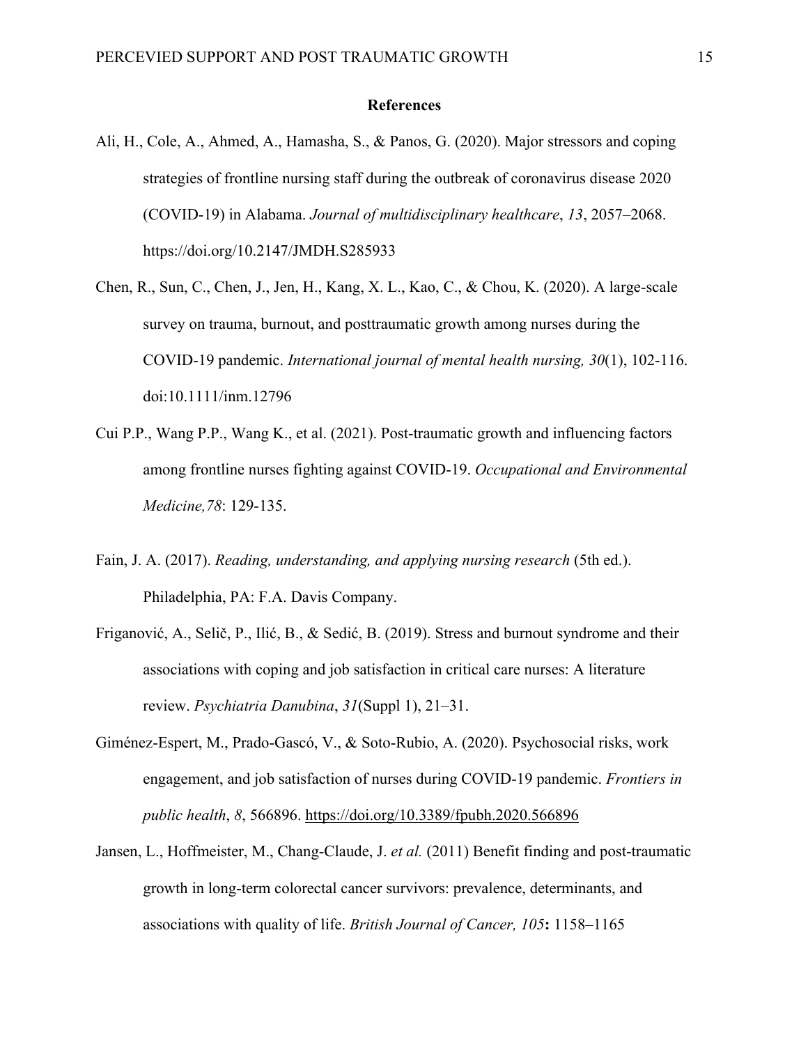**References**

Ali, H., Cole, A., Ahmed, A., Hamasha, S., & Panos, G. (2020). Major stressors and coping strategies of frontline nursing staff during the outbreak of coronavirus disease 2020 (COVID-19) in Alabama. *Journal of multidisciplinary healthcare*, *13*, 2057–2068. https://doi.org/10.2147/JMDH.S285933

Chen, R., Sun, C., Chen, J., Jen, H., Kang, X. L., Kao, C., & Chou, K. (2020). A large-scale survey on trauma, burnout, and posttraumatic growth among nurses during the COVID-19 pandemic. *International journal of mental health nursing, 30*(1), 102-116. doi:10.1111/inm.12796

Cui P.P., Wang P.P., Wang K., et al. (2021). Post-traumatic growth and influencing factors among frontline nurses fighting against COVID-19. *Occupational and Environmental Medicine,78*: 129-135.

Fain, J. A. (2017). *Reading, understanding, and applying nursing research* (5th ed.). Philadelphia, PA: F.A. Davis Company.

Friganović, A., Selič, P., Ilić, B., & Sedić, B. (2019). Stress and burnout syndrome and their associations with coping and job satisfaction in critical care nurses: A literature review. *Psychiatria Danubina*, *31*(Suppl 1), 21–31.

Giménez-Espert, M., Prado-Gascó, V., & Soto-Rubio, A. (2020). Psychosocial risks, work engagement, and job satisfaction of nurses during COVID-19 pandemic. *Frontiers in public health*, *8*, 566896. https://doi.org/10.3389/fpubh.2020.566896

Jansen, L., Hoffmeister, M., Chang-Claude, J. *et al.* (2011) Benefit finding and post-traumatic growth in long-term colorectal cancer survivors: prevalence, determinants, and associations with quality of life. *British Journal of Cancer, 105***:** 1158–1165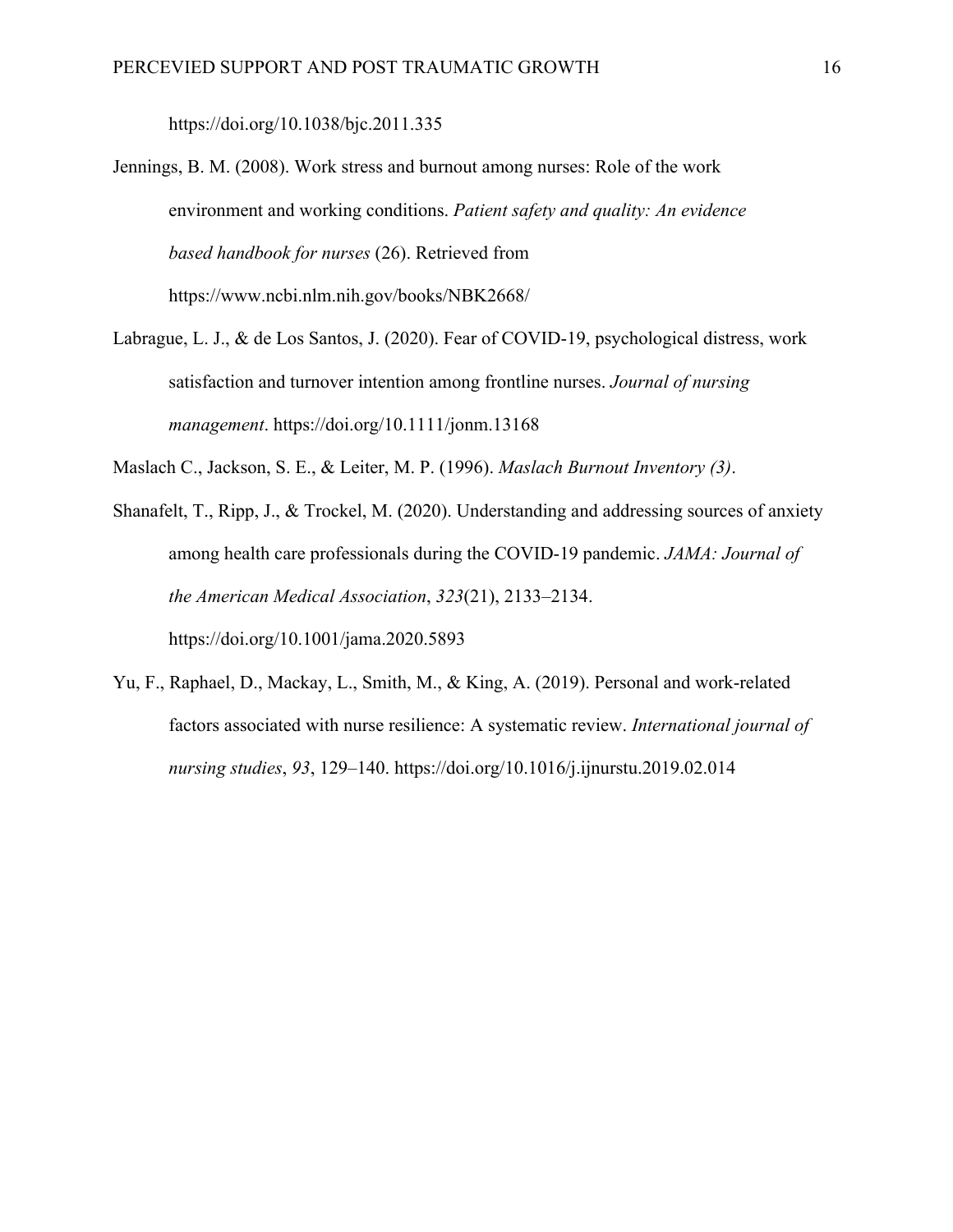https://doi.org/10.1038/bjc.2011.335

Jennings, B. M. (2008). Work stress and burnout among nurses: Role of the work environment and working conditions. *Patient safety and quality: An evidence based handbook for nurses* (26). Retrieved from https://www.ncbi.nlm.nih.gov/books/NBK2668/

Labrague, L. J., & de Los Santos, J. (2020). Fear of COVID-19, psychological distress, work satisfaction and turnover intention among frontline nurses. *Journal of nursing management*. https://doi.org/10.1111/jonm.13168

Maslach C., Jackson, S. E., & Leiter, M. P. (1996). *Maslach Burnout Inventory (3)*.

Shanafelt, T., Ripp, J., & Trockel, M. (2020). Understanding and addressing sources of anxiety among health care professionals during the COVID-19 pandemic. *JAMA: Journal of the American Medical Association*, *323*(21), 2133–2134. https://doi.org/10.1001/jama.2020.5893

Yu, F., Raphael, D., Mackay, L., Smith, M., & King, A. (2019). Personal and work-related factors associated with nurse resilience: A systematic review. *International journal of nursing studies*, *93*, 129–140. https://doi.org/10.1016/j.ijnurstu.2019.02.014